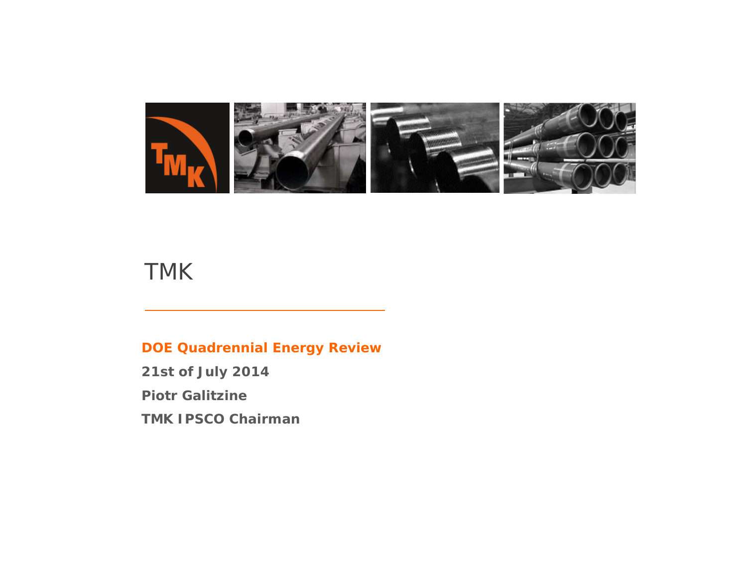# TMK

**DOE Quadrennial Energy Review**

**21st of July 2014**

**Piotr Galitzine**

**TMK IPSCO Chairman**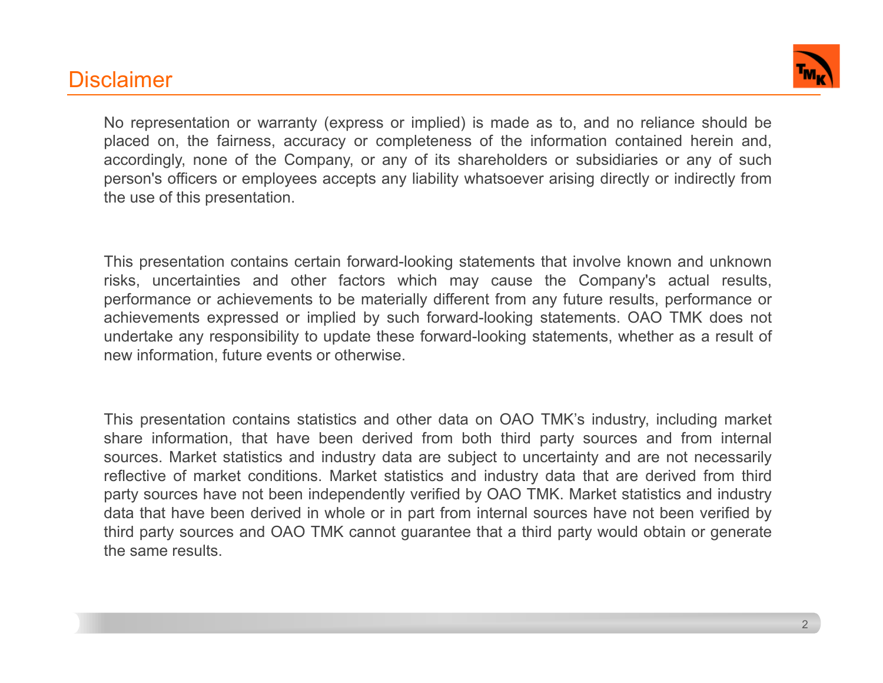# Disclaimer

No representation or warranty (express or implied) is made as to, and no reliance should be placed on, the fairness, accuracy or completeness of the information contained herein and, accordingly, none of the Company, or any of its shareholders or subsidiaries or any of such person's officers or employees accepts any liability whatsoever arising directly or indirectly from the use of this presentation.

This presentation contains certain forward-looking statements that involve known and unknown risks, uncertainties and other factors which may cause the Company's actual results, performance or achievements to be materially different from any future results, performance or achievements expressed or implied by such forward-looking statements. OAO TMK does not undertake any responsibility to update these forward-looking statements, whether as a result of new information, future events or otherwise.

This presentation contains statistics and other data on OAO TMK's industry, including market share information, that have been derived from both third party sources and from internal sources. Market statistics and industry data are subject to uncertainty and are not necessarily reflective of market conditions. Market statistics and industry data that are derived from third party sources have not been independently verified by OAO TMK. Market statistics and industry data that have been derived in whole or in part from internal sources have not been verified by third party sources and OAO TMK cannot guarantee that a third party would obtain or generate the same results.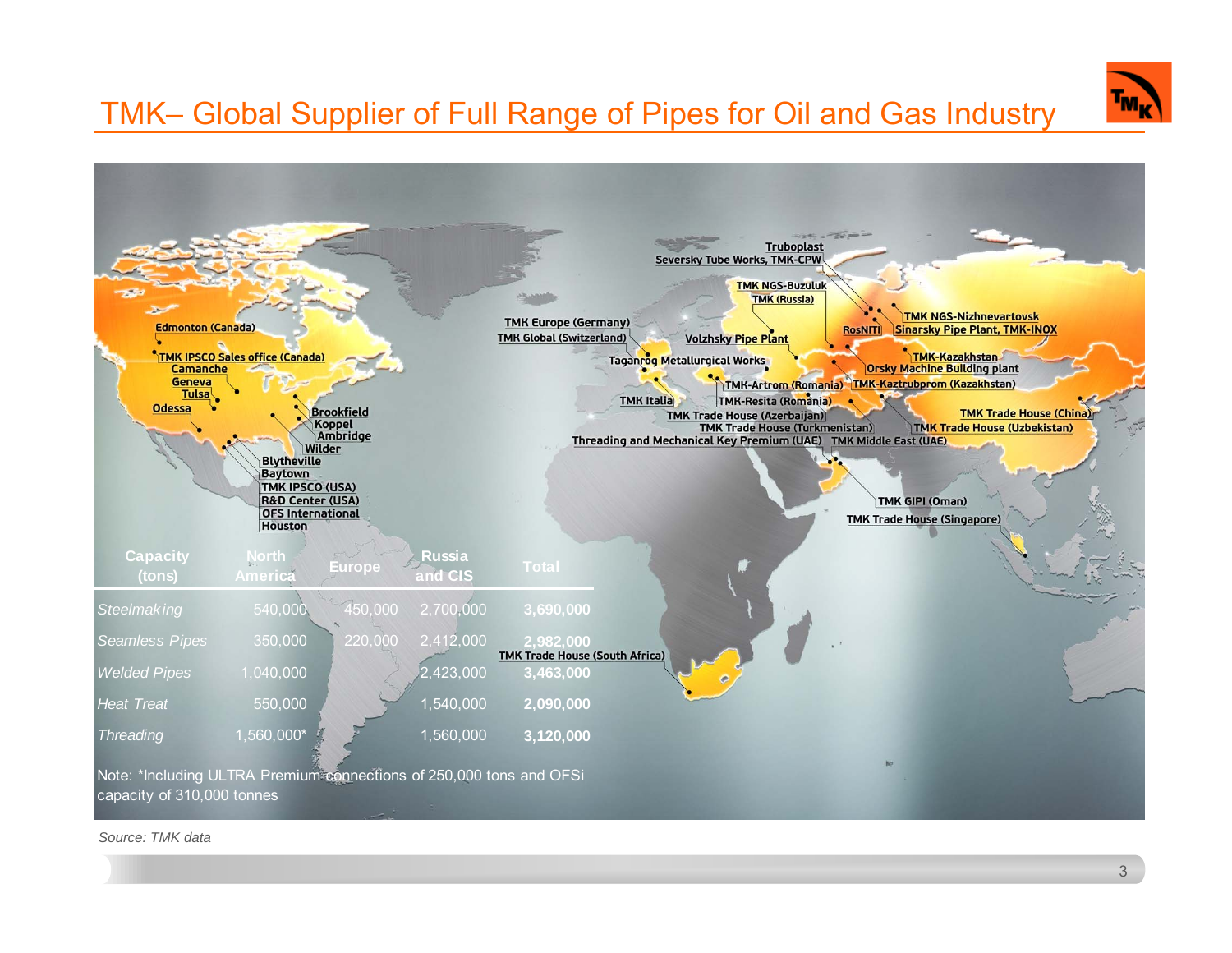# TMK– Global Supplier of Full Range of Pipes for Oil and Gas Industry

Edmonton (Canada)
TMK IPSCO Sales office (Canada)
Camanche
Geneva
Tulsa
Odessa
Brookfield
Koppel
Ambridge
Wilder
Blytheville
Baytown
TMK IPSCO (USA)
R&D Center (USA)
OFS International
Houston

Truboplast
Seversky Tube Works, TMK-CPW
TMK NGS-Buzuluk
TMK (Russia)
TMK Europe (Germany)
TMK Global (Switzerland)
Volzhsky Pipe Plant
Taganrog Metallurgical Works
TMK Italia
TMK-Artrom (Romania)
TMK-Resita (Romania)
TMK Trade House (Azerbaijan)
TMK Trade House (Turkmenistan)
Threading and Mechanical Key Premium (UAE)
TMK Middle East (UAE)
RosNITI
TMK NGS-Nizhnevartovsk
Sinarsky Pipe Plant, TMK-INOX
TMK-Kazakhstan
Orsky Machine Building plant
TMK-Kaztrubprom (Kazakhstan)
TMK Trade House (China)
TMK Trade House (Uzbekistan)
TMK GIPI (Oman)
TMK Trade House (Singapore)
TMK Trade House (South Africa)

| Capacity (tons) | North America | Europe | Russia and CIS | Total |
|---|---|---|---|---|
| *Steelmaking* | 540,000 | 450,000 | 2,700,000 | **3,690,000** |
| *Seamless Pipes* | 350,000 | 220,000 | 2,412,000 | **2,982,000** |
| *Welded Pipes* | 1,040,000 | | 2,423,000 | **3,463,000** |
| *Heat Treat* | 550,000 | | 1,540,000 | **2,090,000** |
| *Threading* | 1,560,000* | | 1,560,000 | **3,120,000** |

Note: *Including ULTRA Premium connections of 250,000 tons and OFSi capacity of 310,000 tonnes

*Source: TMK data*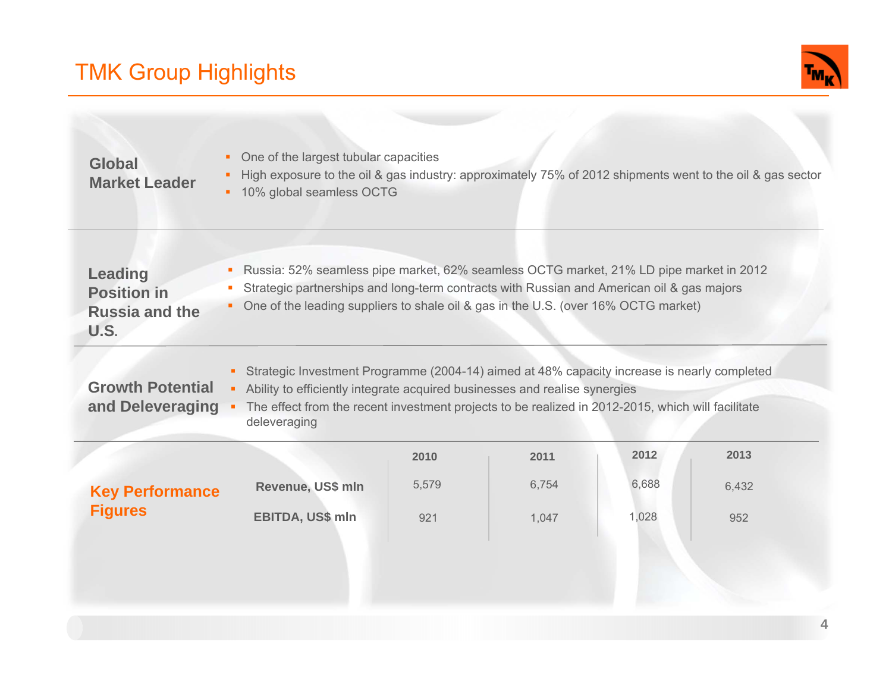# TMK Group Highlights

**Global Market Leader**

- One of the largest tubular capacities
- High exposure to the oil & gas industry: approximately 75% of 2012 shipments went to the oil & gas sector
- 10% global seamless OCTG

**Leading Position in Russia and the U.S.**

- Russia: 52% seamless pipe market, 62% seamless OCTG market, 21% LD pipe market in 2012
- Strategic partnerships and long-term contracts with Russian and American oil & gas majors
- One of the leading suppliers to shale oil & gas in the U.S. (over 16% OCTG market)

**Growth Potential and Deleveraging**

- Strategic Investment Programme (2004-14) aimed at 48% capacity increase is nearly completed
- Ability to efficiently integrate acquired businesses and realise synergies
- The effect from the recent investment projects to be realized in 2012-2015, which will facilitate deleveraging

**Key Performance Figures**

| | 2010 | 2011 | 2012 | 2013 |
|---|---|---|---|---|
| **Revenue, US$ mln** | 5,579 | 6,754 | 6,688 | 6,432 |
| **EBITDA, US$ mln** | 921 | 1,047 | 1,028 | 952 |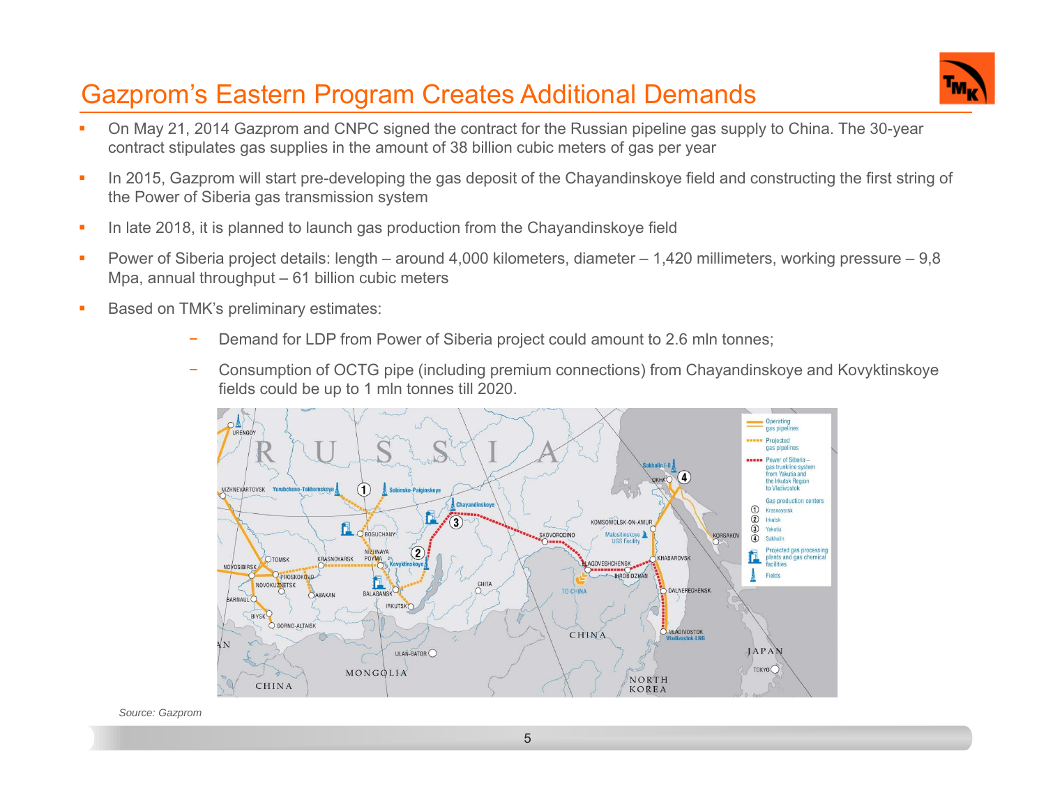# Gazprom's Eastern Program Creates Additional Demands

- On May 21, 2014 Gazprom and CNPC signed the contract for the Russian pipeline gas supply to China. The 30-year contract stipulates gas supplies in the amount of 38 billion cubic meters of gas per year
- In 2015, Gazprom will start pre-developing the gas deposit of the Chayandinskoye field and constructing the first string of the Power of Siberia gas transmission system
- In late 2018, it is planned to launch gas production from the Chayandinskoye field
- Power of Siberia project details: length – around 4,000 kilometers, diameter – 1,420 millimeters, working pressure – 9,8 Mpa, annual throughput – 61 billion cubic meters
- Based on TMK's preliminary estimates:
  - Demand for LDP from Power of Siberia project could amount to 2.6 mln tonnes;
  - Consumption of OCTG pipe (including premium connections) from Chayandinskoye and Kovyktinskoye fields could be up to 1 mln tonnes till 2020.

*Source: Gazprom*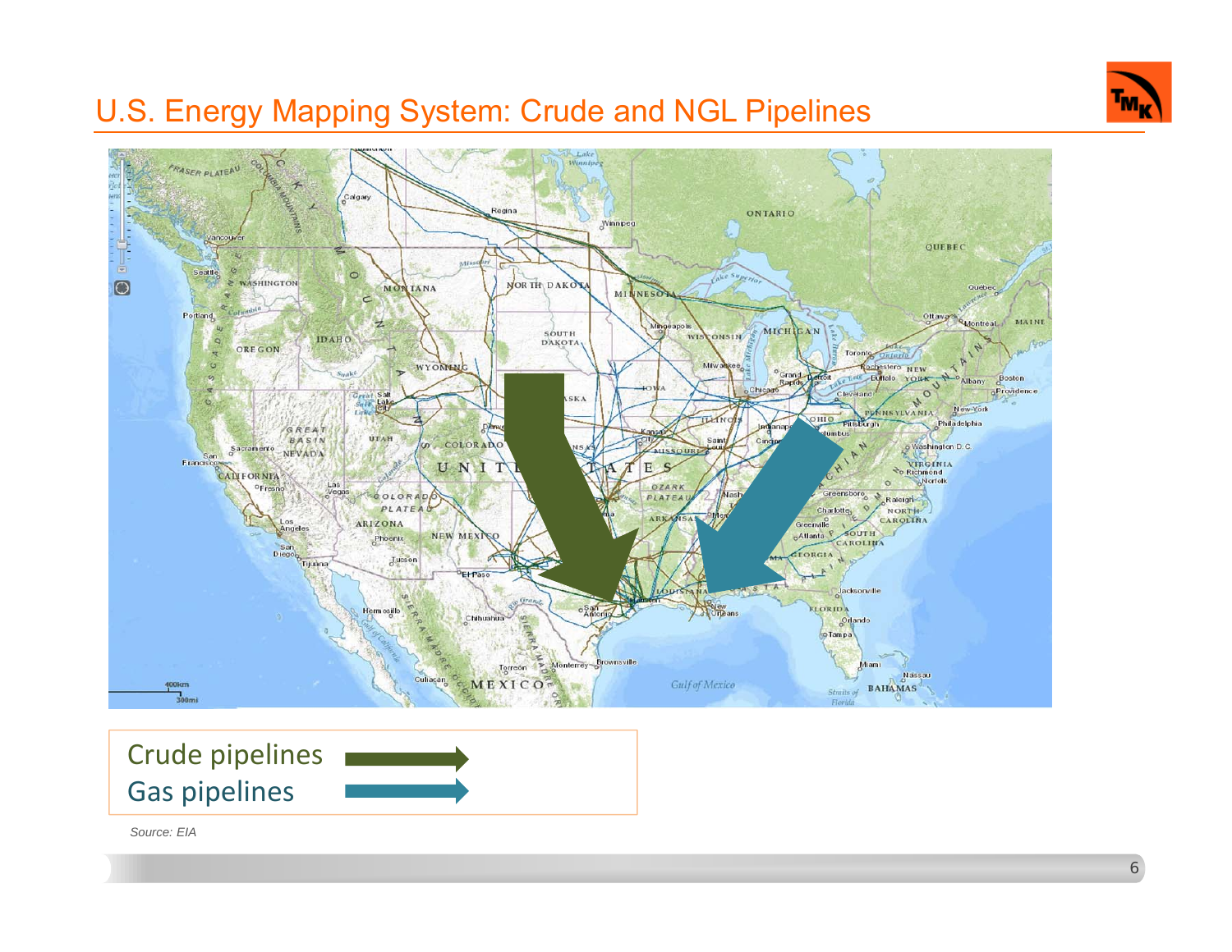# U.S. Energy Mapping System: Crude and NGL Pipelines

Crude pipelines

Gas pipelines

*Source: EIA*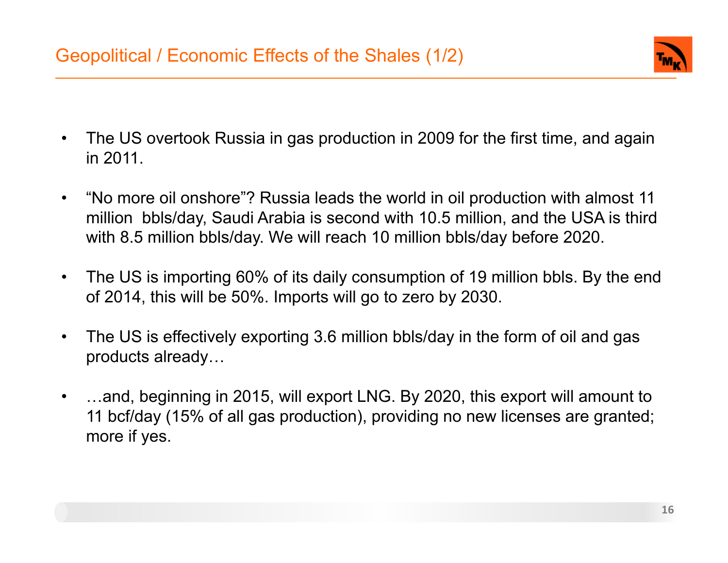# Geopolitical / Economic Effects of the Shales (1/2)

- The US overtook Russia in gas production in 2009 for the first time, and again in 2011.
- "No more oil onshore"? Russia leads the world in oil production with almost 11 million bbls/day, Saudi Arabia is second with 10.5 million, and the USA is third with 8.5 million bbls/day. We will reach 10 million bbls/day before 2020.
- The US is importing 60% of its daily consumption of 19 million bbls. By the end of 2014, this will be 50%. Imports will go to zero by 2030.
- The US is effectively exporting 3.6 million bbls/day in the form of oil and gas products already…
- …and, beginning in 2015, will export LNG. By 2020, this export will amount to 11 bcf/day (15% of all gas production), providing no new licenses are granted; more if yes.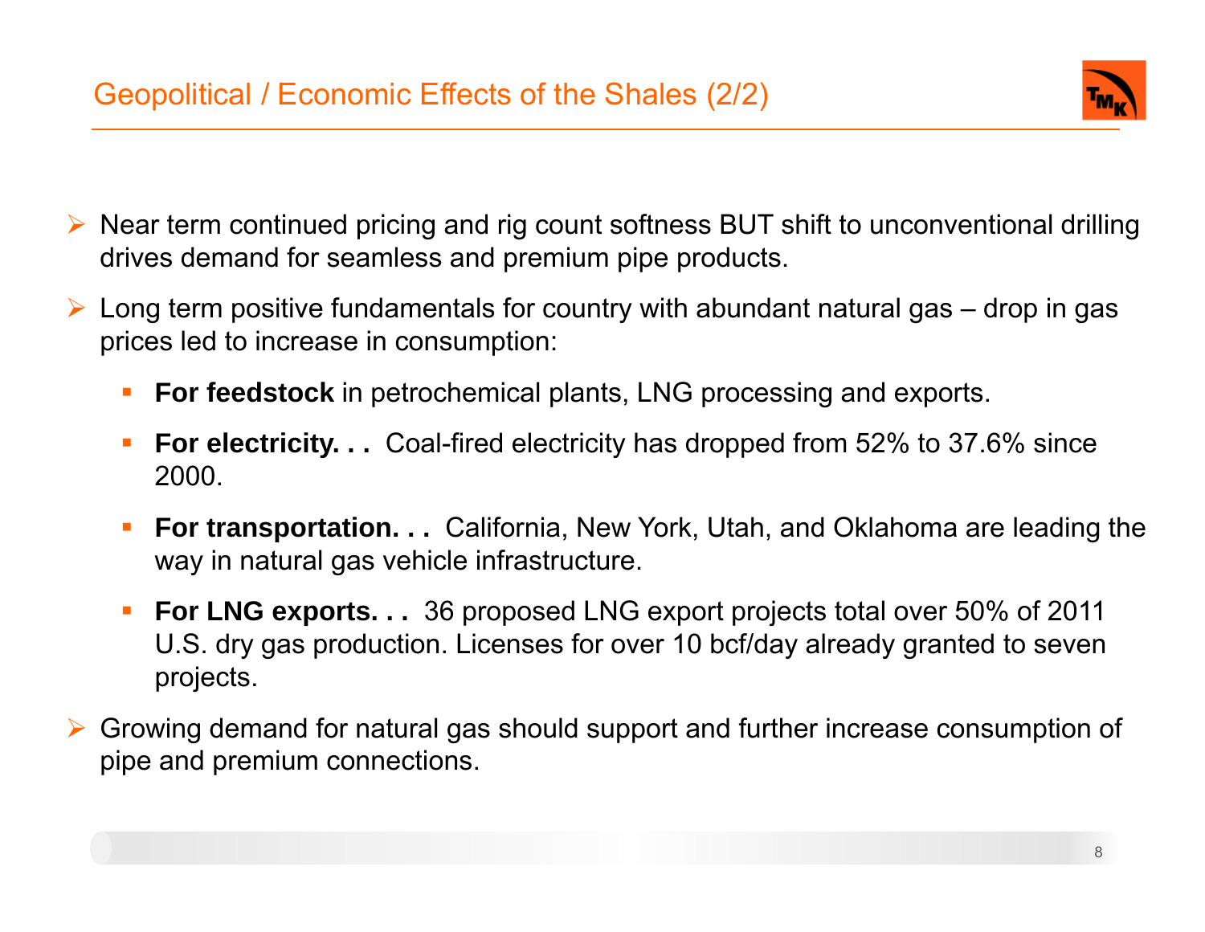# Geopolitical / Economic Effects of the Shales (2/2)

- Near term continued pricing and rig count softness BUT shift to unconventional drilling drives demand for seamless and premium pipe products.
- Long term positive fundamentals for country with abundant natural gas – drop in gas prices led to increase in consumption:
  - **For feedstock** in petrochemical plants, LNG processing and exports.
  - **For electricity. . .** Coal-fired electricity has dropped from 52% to 37.6% since 2000.
  - **For transportation. . .** California, New York, Utah, and Oklahoma are leading the way in natural gas vehicle infrastructure.
  - **For LNG exports. . .** 36 proposed LNG export projects total over 50% of 2011 U.S. dry gas production. Licenses for over 10 bcf/day already granted to seven projects.
- Growing demand for natural gas should support and further increase consumption of pipe and premium connections.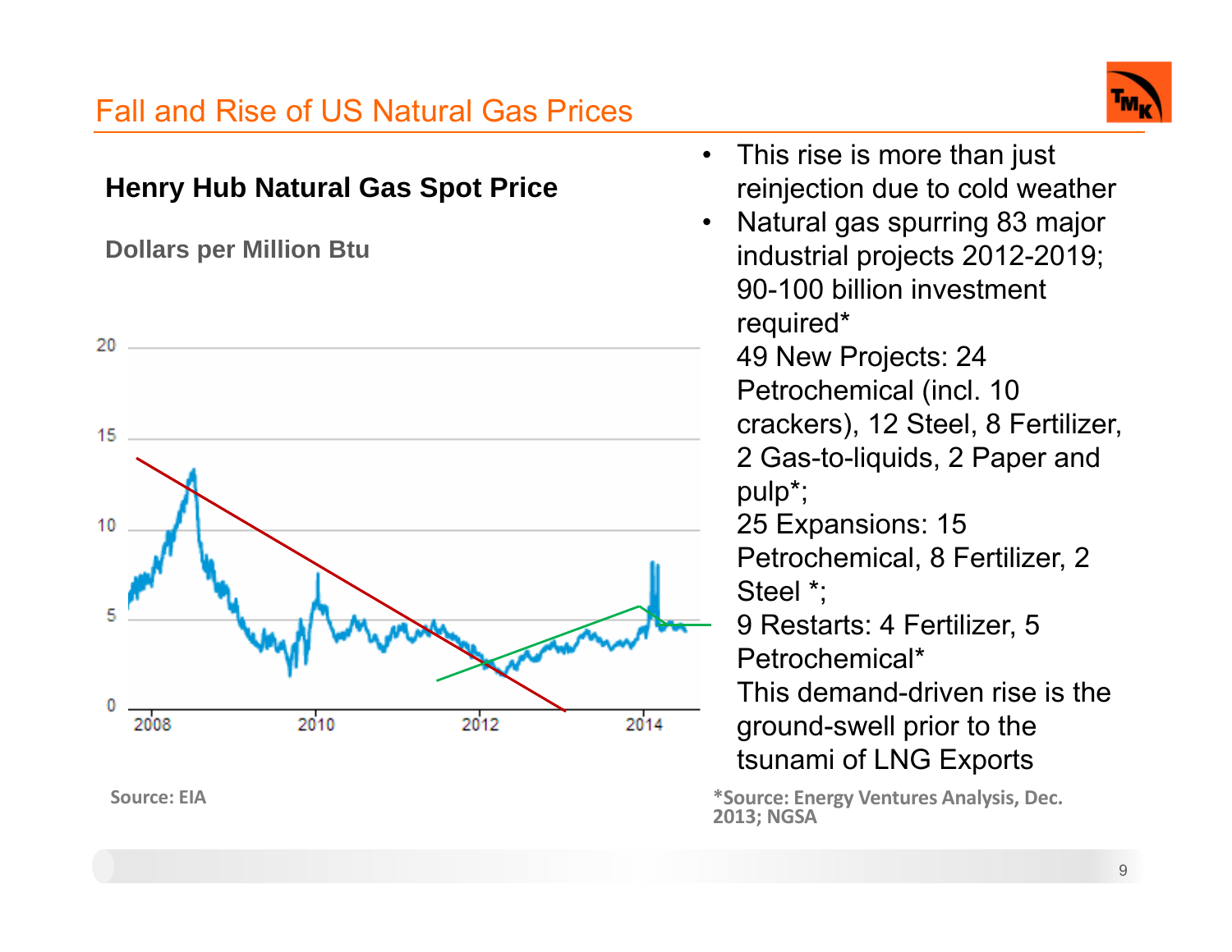# Fall and Rise of US Natural Gas Prices

**Henry Hub Natural Gas Spot Price**

**Dollars per Million Btu**

Source: EIA

- This rise is more than just reinjection due to cold weather
- Natural gas spurring 83 major industrial projects 2012-2019; 90-100 billion investment required*

  49 New Projects: 24 Petrochemical (incl. 10 crackers), 12 Steel, 8 Fertilizer, 2 Gas-to-liquids, 2 Paper and pulp*;

  25 Expansions: 15 Petrochemical, 8 Fertilizer, 2 Steel *;

  9 Restarts: 4 Fertilizer, 5 Petrochemical*

  This demand-driven rise is the ground-swell prior to the tsunami of LNG Exports

*Source: Energy Ventures Analysis, Dec. 2013; NGSA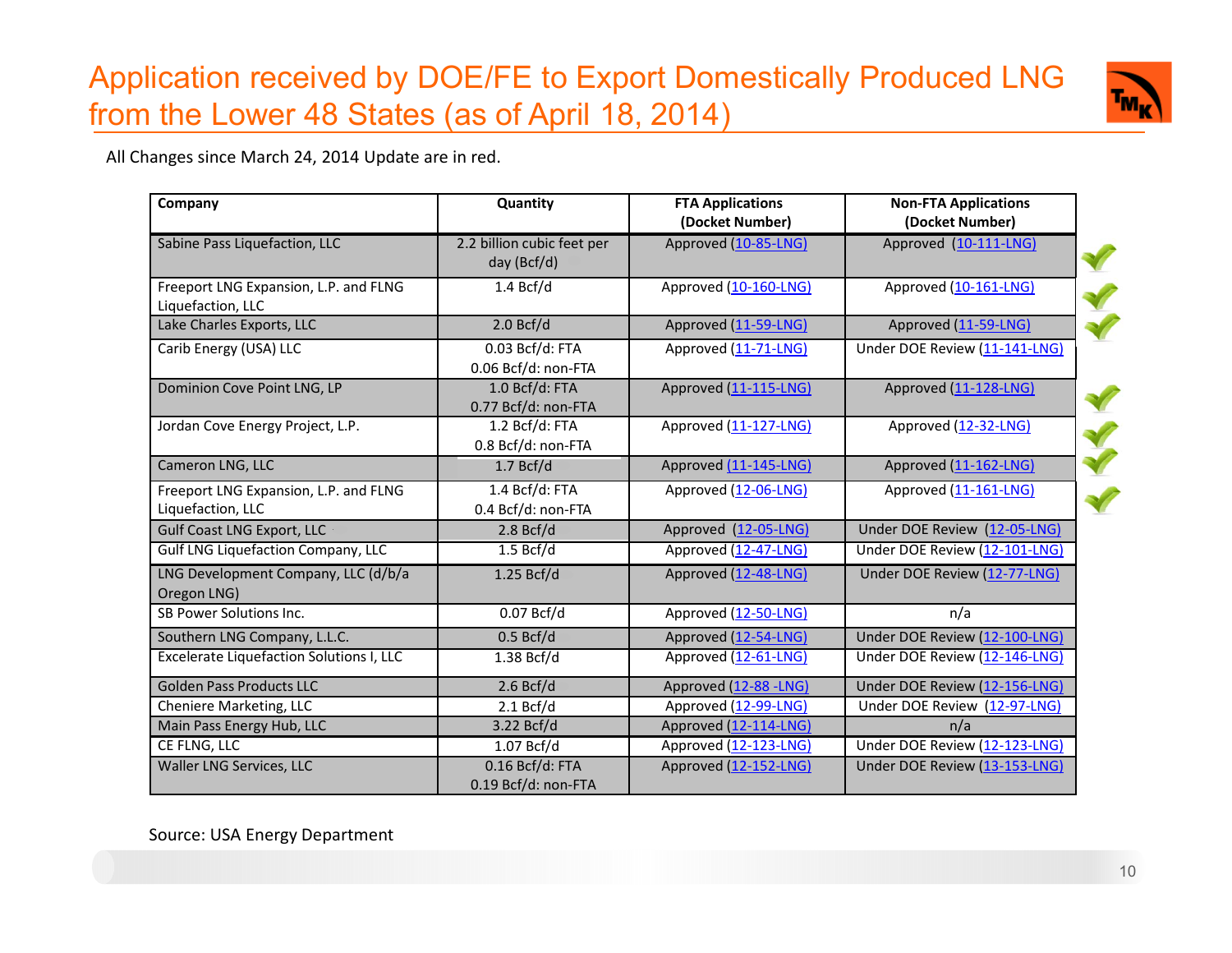# Application received by DOE/FE to Export Domestically Produced LNG from the Lower 48 States (as of April 18, 2014)

All Changes since March 24, 2014 Update are in red.

| Company | Quantity | FTA Applications (Docket Number) | Non-FTA Applications (Docket Number) |
|---|---|---|---|
| Sabine Pass Liquefaction, LLC | 2.2 billion cubic feet per day (Bcf/d) | Approved (10-85-LNG) | Approved (10-111-LNG) |
| Freeport LNG Expansion, L.P. and FLNG Liquefaction, LLC | 1.4 Bcf/d | Approved (10-160-LNG) | Approved (10-161-LNG) |
| Lake Charles Exports, LLC | 2.0 Bcf/d | Approved (11-59-LNG) | Approved (11-59-LNG) |
| Carib Energy (USA) LLC | 0.03 Bcf/d: FTA<br>0.06 Bcf/d: non-FTA | Approved (11-71-LNG) | Under DOE Review (11-141-LNG) |
| Dominion Cove Point LNG, LP | 1.0 Bcf/d: FTA<br>0.77 Bcf/d: non-FTA | Approved (11-115-LNG) | Approved (11-128-LNG) |
| Jordan Cove Energy Project, L.P. | 1.2 Bcf/d: FTA<br>0.8 Bcf/d: non-FTA | Approved (11-127-LNG) | Approved (12-32-LNG) |
| Cameron LNG, LLC | 1.7 Bcf/d | Approved (11-145-LNG) | Approved (11-162-LNG) |
| Freeport LNG Expansion, L.P. and FLNG Liquefaction, LLC | 1.4 Bcf/d: FTA<br>0.4 Bcf/d: non-FTA | Approved (12-06-LNG) | Approved (11-161-LNG) |
| Gulf Coast LNG Export, LLC | 2.8 Bcf/d | Approved (12-05-LNG) | Under DOE Review (12-05-LNG) |
| Gulf LNG Liquefaction Company, LLC | 1.5 Bcf/d | Approved (12-47-LNG) | Under DOE Review (12-101-LNG) |
| LNG Development Company, LLC (d/b/a Oregon LNG) | 1.25 Bcf/d | Approved (12-48-LNG) | Under DOE Review (12-77-LNG) |
| SB Power Solutions Inc. | 0.07 Bcf/d | Approved (12-50-LNG) | n/a |
| Southern LNG Company, L.L.C. | 0.5 Bcf/d | Approved (12-54-LNG) | Under DOE Review (12-100-LNG) |
| Excelerate Liquefaction Solutions I, LLC | 1.38 Bcf/d | Approved (12-61-LNG) | Under DOE Review (12-146-LNG) |
| Golden Pass Products LLC | 2.6 Bcf/d | Approved (12-88 -LNG) | Under DOE Review (12-156-LNG) |
| Cheniere Marketing, LLC | 2.1 Bcf/d | Approved (12-99-LNG) | Under DOE Review (12-97-LNG) |
| Main Pass Energy Hub, LLC | 3.22 Bcf/d | Approved (12-114-LNG) | n/a |
| CE FLNG, LLC | 1.07 Bcf/d | Approved (12-123-LNG) | Under DOE Review (12-123-LNG) |
| Waller LNG Services, LLC | 0.16 Bcf/d: FTA<br>0.19 Bcf/d: non-FTA | Approved (12-152-LNG) | Under DOE Review (13-153-LNG) |

Source: USA Energy Department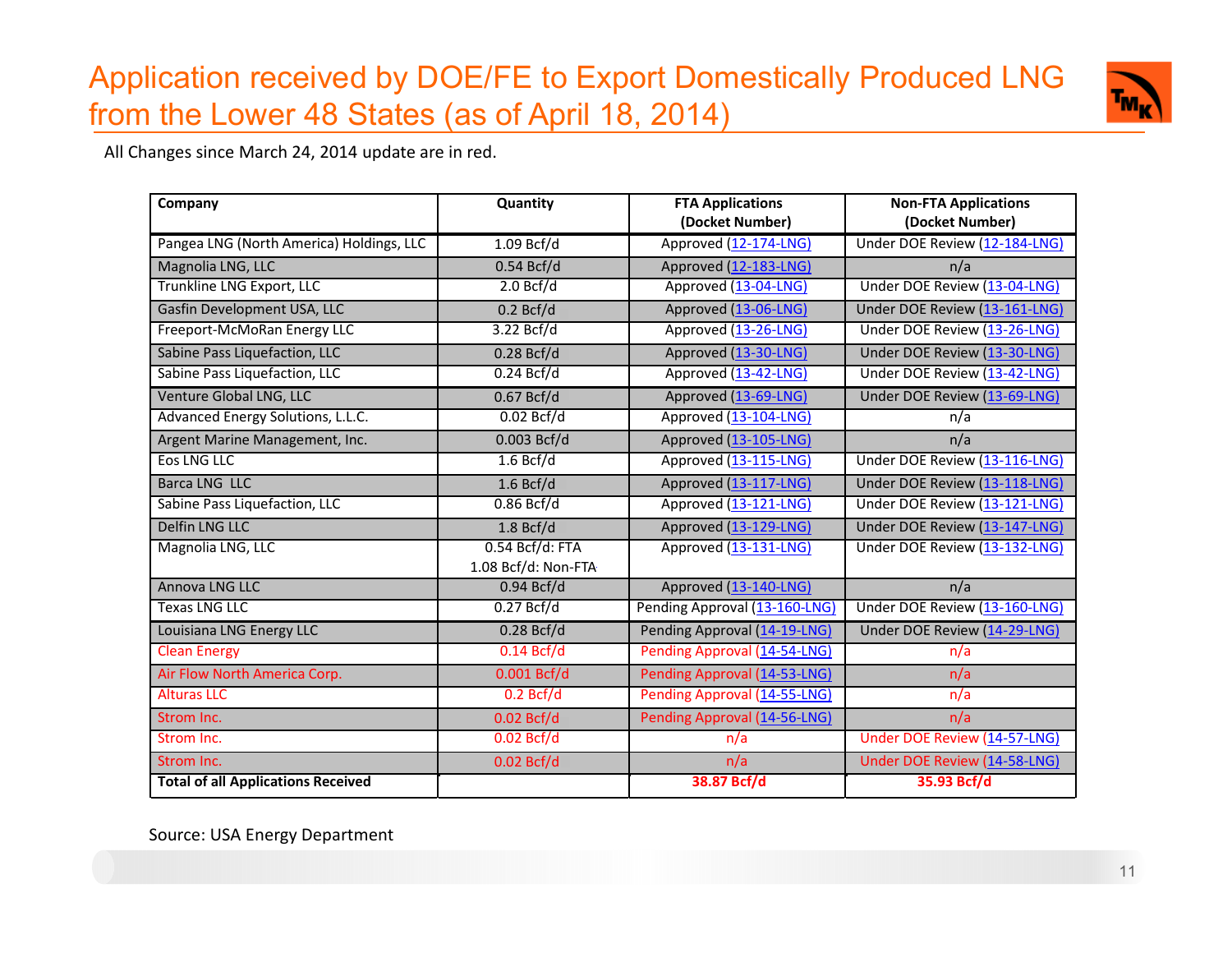# Application received by DOE/FE to Export Domestically Produced LNG from the Lower 48 States (as of April 18, 2014)

All Changes since March 24, 2014 update are in red.

| Company | Quantity | FTA Applications (Docket Number) | Non-FTA Applications (Docket Number) |
|---|---|---|---|
| Pangea LNG (North America) Holdings, LLC | 1.09 Bcf/d | Approved (12-174-LNG) | Under DOE Review (12-184-LNG) |
| Magnolia LNG, LLC | 0.54 Bcf/d | Approved (12-183-LNG) | n/a |
| Trunkline LNG Export, LLC | 2.0 Bcf/d | Approved (13-04-LNG) | Under DOE Review (13-04-LNG) |
| Gasfin Development USA, LLC | 0.2 Bcf/d | Approved (13-06-LNG) | Under DOE Review (13-161-LNG) |
| Freeport-McMoRan Energy LLC | 3.22 Bcf/d | Approved (13-26-LNG) | Under DOE Review (13-26-LNG) |
| Sabine Pass Liquefaction, LLC | 0.28 Bcf/d | Approved (13-30-LNG) | Under DOE Review (13-30-LNG) |
| Sabine Pass Liquefaction, LLC | 0.24 Bcf/d | Approved (13-42-LNG) | Under DOE Review (13-42-LNG) |
| Venture Global LNG, LLC | 0.67 Bcf/d | Approved (13-69-LNG) | Under DOE Review (13-69-LNG) |
| Advanced Energy Solutions, L.L.C. | 0.02 Bcf/d | Approved (13-104-LNG) | n/a |
| Argent Marine Management, Inc. | 0.003 Bcf/d | Approved (13-105-LNG) | n/a |
| Eos LNG LLC | 1.6 Bcf/d | Approved (13-115-LNG) | Under DOE Review (13-116-LNG) |
| Barca LNG LLC | 1.6 Bcf/d | Approved (13-117-LNG) | Under DOE Review (13-118-LNG) |
| Sabine Pass Liquefaction, LLC | 0.86 Bcf/d | Approved (13-121-LNG) | Under DOE Review (13-121-LNG) |
| Delfin LNG LLC | 1.8 Bcf/d | Approved (13-129-LNG) | Under DOE Review (13-147-LNG) |
| Magnolia LNG, LLC | 0.54 Bcf/d: FTA<br>1.08 Bcf/d: Non-FTA | Approved (13-131-LNG) | Under DOE Review (13-132-LNG) |
| Annova LNG LLC | 0.94 Bcf/d | Approved (13-140-LNG) | n/a |
| Texas LNG LLC | 0.27 Bcf/d | Pending Approval (13-160-LNG) | Under DOE Review (13-160-LNG) |
| Louisiana LNG Energy LLC | 0.28 Bcf/d | Pending Approval (14-19-LNG) | Under DOE Review (14-29-LNG) |
| Clean Energy | 0.14 Bcf/d | Pending Approval (14-54-LNG) | n/a |
| Air Flow North America Corp. | 0.001 Bcf/d | Pending Approval (14-53-LNG) | n/a |
| Alturas LLC | 0.2 Bcf/d | Pending Approval (14-55-LNG) | n/a |
| Strom Inc. | 0.02 Bcf/d | Pending Approval (14-56-LNG) | n/a |
| Strom Inc. | 0.02 Bcf/d | n/a | Under DOE Review (14-57-LNG) |
| Strom Inc. | 0.02 Bcf/d | n/a | Under DOE Review (14-58-LNG) |
| **Total of all Applications Received** | | **38.87 Bcf/d** | **35.93 Bcf/d** |

Source: USA Energy Department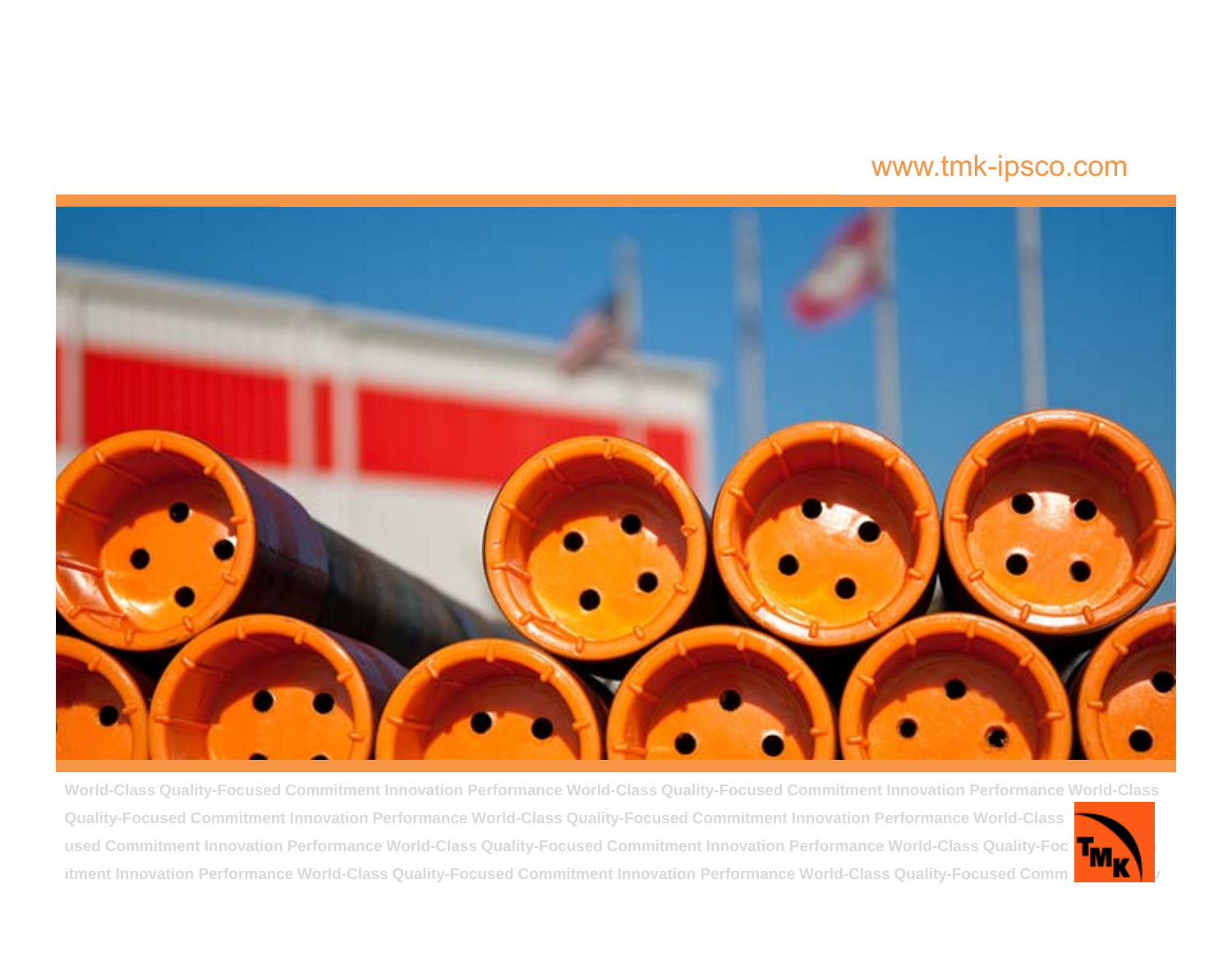www.tmk-ipsco.com

World-Class Quality-Focused Commitment Innovation Performance World-Class Quality-Focused Commitment Innovation Performance World-Class
Quality-Focused Commitment Innovation Performance World-Class Quality-Focused Commitment Innovation Performance World-Class
used Commitment Innovation Performance World-Class Quality-Focused Commitment Innovation Performance World-Class Quality-Foc
itment Innovation Performance World-Class Quality-Focused Commitment Innovation Performance World-Class Quality-Focused Comm

TMK